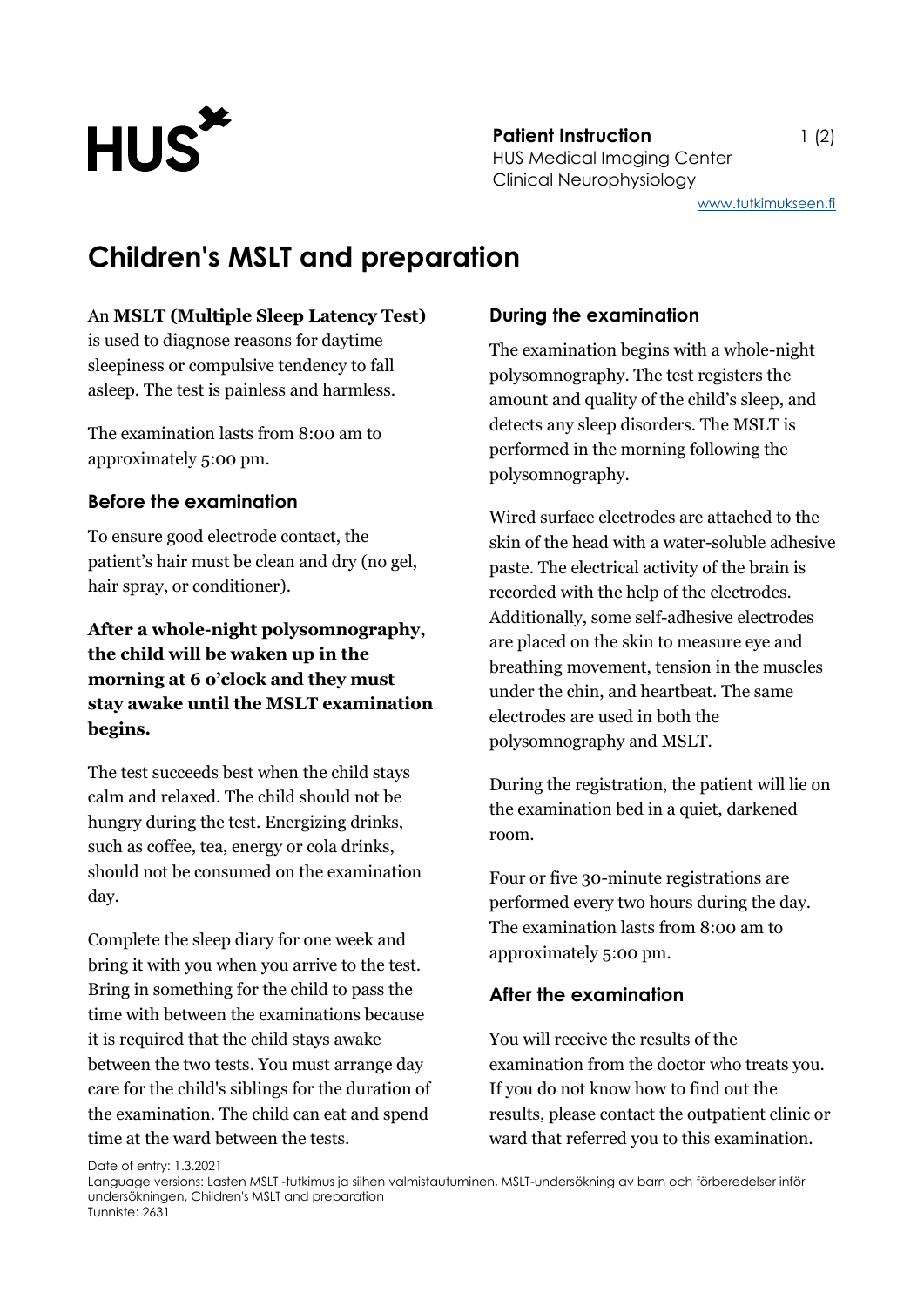# Children's MSLT and preparation

An **MSLT (Multiple Sleep Latency Test)** is used to diagnose reasons for daytime sleepiness or compulsive tendency to fall asleep. The test is painless and harmless.

The examination lasts from 8:00 am to approximately 5:00 pm.

## Before the examination

To ensure good electrode contact, the patient's hair must be clean and dry (no gel, hair spray, or conditioner).

**After a whole-night polysomnography, the child will be waken up in the morning at 6 o'clock and they must stay awake until the MSLT examination begins.**

The test succeeds best when the child stays calm and relaxed. The child should not be hungry during the test. Energizing drinks, such as coffee, tea, energy or cola drinks, should not be consumed on the examination day.

Complete the sleep diary for one week and bring it with you when you arrive to the test. Bring in something for the child to pass the time with between the examinations because it is required that the child stays awake between the two tests. You must arrange day care for the child's siblings for the duration of the examination. The child can eat and spend time at the ward between the tests.

## During the examination

The examination begins with a whole-night polysomnography. The test registers the amount and quality of the child's sleep, and detects any sleep disorders. The MSLT is performed in the morning following the polysomnography.

Wired surface electrodes are attached to the skin of the head with a water-soluble adhesive paste. The electrical activity of the brain is recorded with the help of the electrodes. Additionally, some self-adhesive electrodes are placed on the skin to measure eye and breathing movement, tension in the muscles under the chin, and heartbeat. The same electrodes are used in both the polysomnography and MSLT.

During the registration, the patient will lie on the examination bed in a quiet, darkened room.

Four or five 30-minute registrations are performed every two hours during the day. The examination lasts from 8:00 am to approximately 5:00 pm.

## After the examination

You will receive the results of the examination from the doctor who treats you. If you do not know how to find out the results, please contact the outpatient clinic or ward that referred you to this examination.

Date of entry: 1.3.2021
Language versions: Lasten MSLT -tutkimus ja siihen valmistautuminen, MSLT-undersökning av barn och förberedelser inför undersökningen, Children's MSLT and preparation
Tunniste: 2631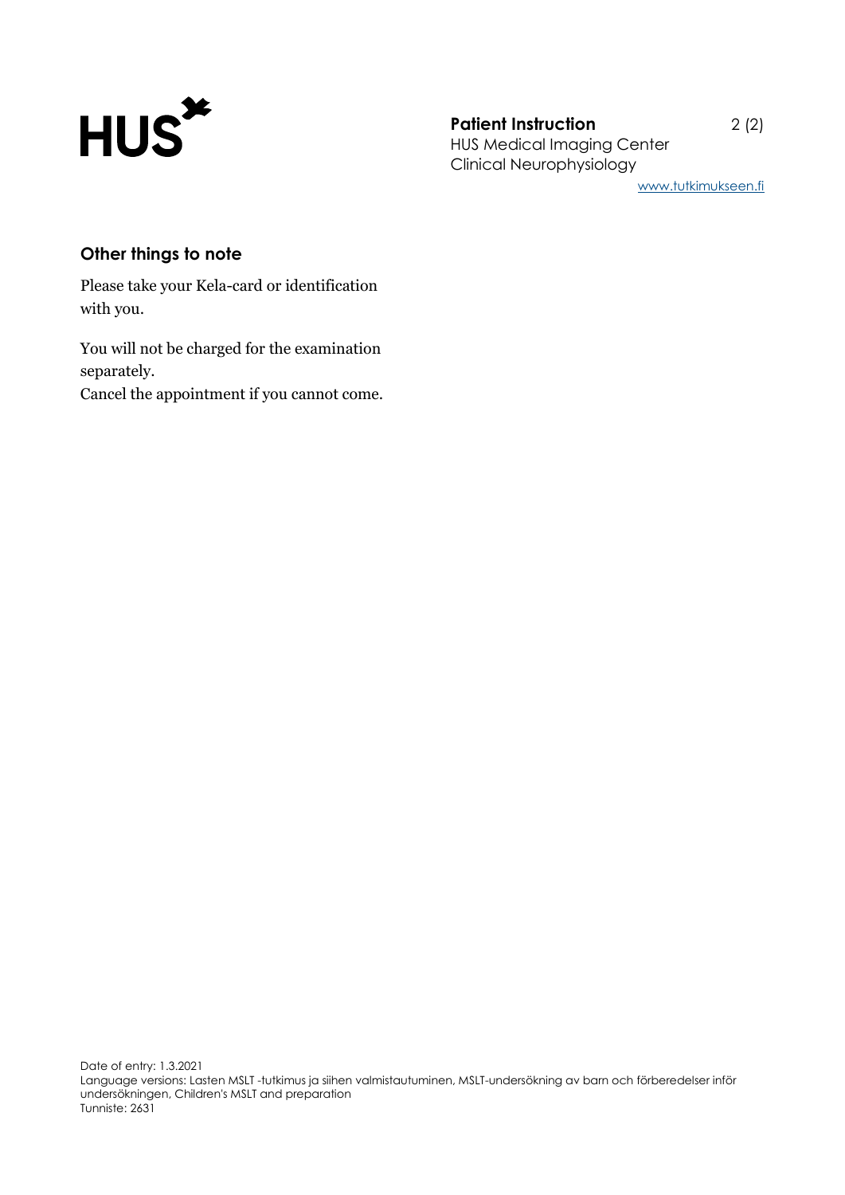## Other things to note

Please take your Kela-card or identification with you.

You will not be charged for the examination separately.
Cancel the appointment if you cannot come.

Date of entry: 1.3.2021
Language versions: Lasten MSLT -tutkimus ja siihen valmistautuminen, MSLT-undersökning av barn och förberedelser inför undersökningen, Children's MSLT and preparation
Tunniste: 2631